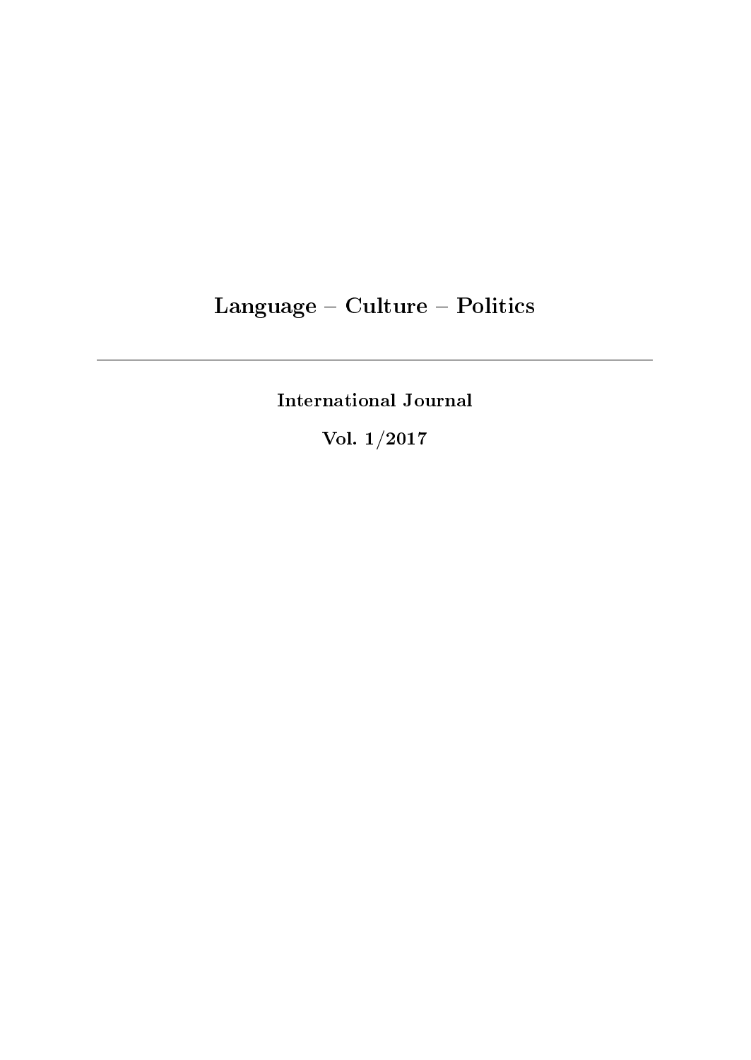# Language – Culture – Politics

---

**International Journal**

**Vol. 1/2017**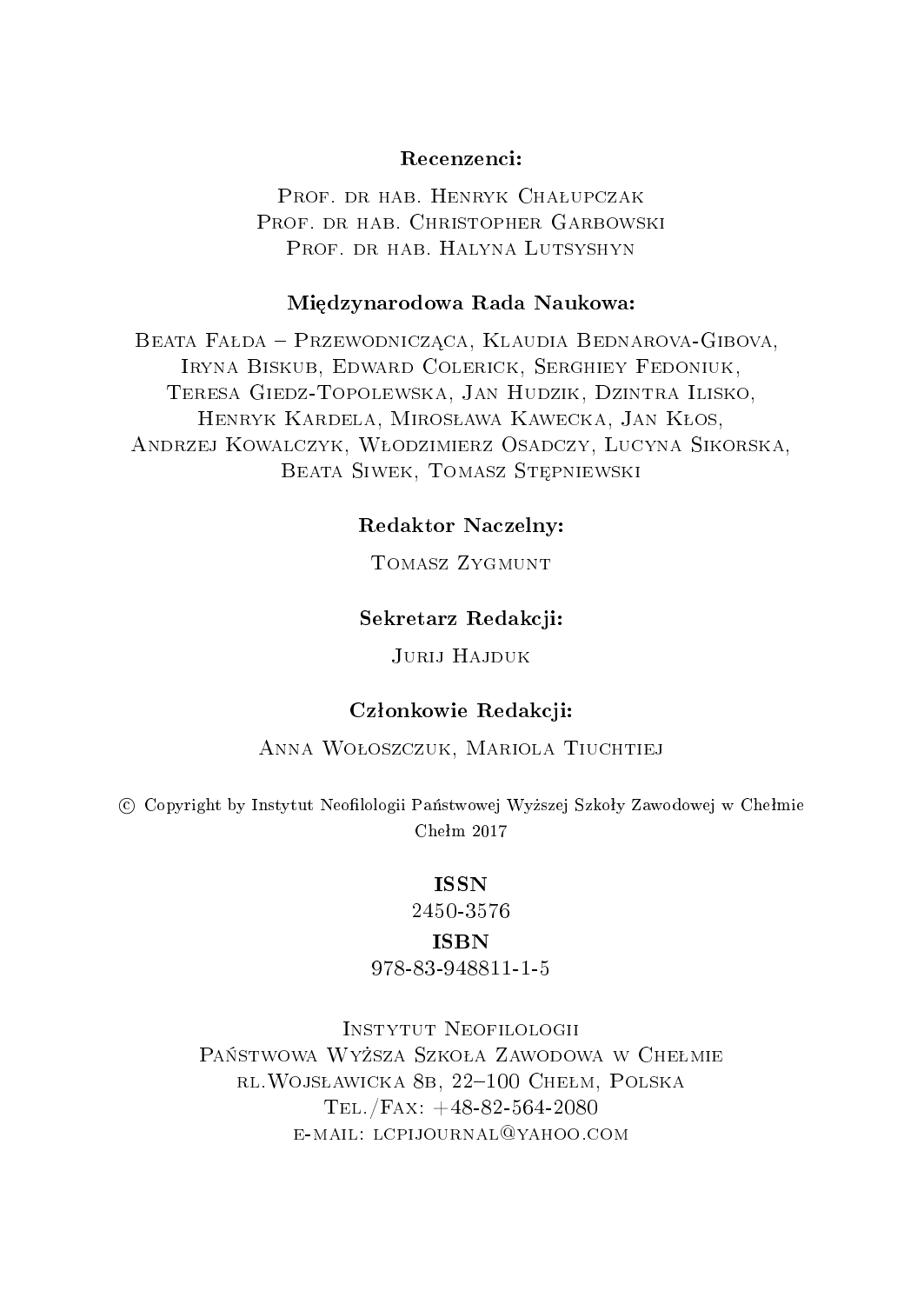**Recenzenci:**

Prof. dr hab. Henryk Chałupczak
Prof. dr hab. Christopher Garbowski
Prof. dr hab. Halyna Lutsyshyn

**Międzynarodowa Rada Naukowa:**

Beata Fałda – Przewodnicząca, Klaudia Bednarova-Gibova, Iryna Biskub, Edward Colerick, Serghiey Fedoniuk, Teresa Giedz-Topolewska, Jan Hudzik, Dzintra Ilisko, Henryk Kardela, Mirosława Kawecka, Jan Kłos, Andrzej Kowalczyk, Włodzimierz Osadczy, Lucyna Sikorska, Beata Siwek, Tomasz Stępniewski

**Redaktor Naczelny:**

Tomasz Zygmunt

**Sekretarz Redakcji:**

Jurij Hajduk

**Członkowie Redakcji:**

Anna Wołoszczuk, Mariola Tiuchtiej

© Copyright by Instytut Neofilologii Państwowej Wyższej Szkoły Zawodowej w Chełmie
Chełm 2017

**ISSN**
2450-3576

**ISBN**
978-83-948811-1-5

Instytut Neofilologii
Państwowa Wyższa Szkoła Zawodowa w Chełmie
rl.Wojsławicka 8b, 22–100 Chełm, Polska
Tel./Fax: +48-82-564-2080
e-mail: lcpijournal@yahoo.com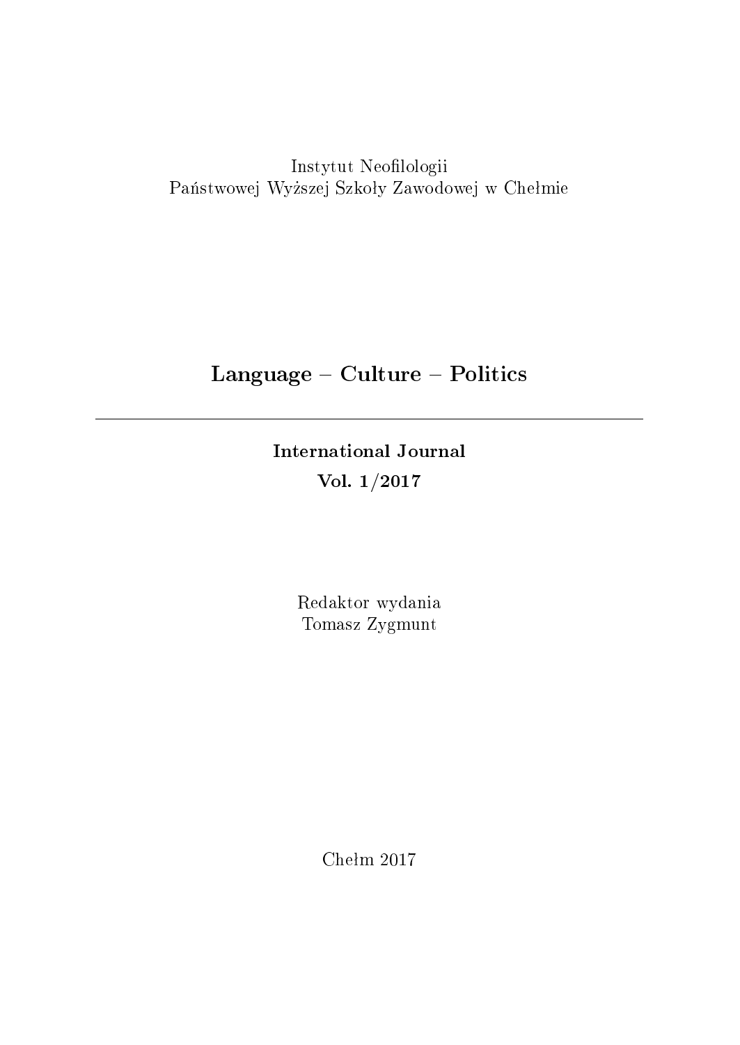Instytut Neofilologii
Państwowej Wyższej Szkoły Zawodowej w Chełmie

# Language – Culture – Politics

---

**International Journal**
**Vol. 1/2017**

Redaktor wydania
Tomasz Zygmunt

Chełm 2017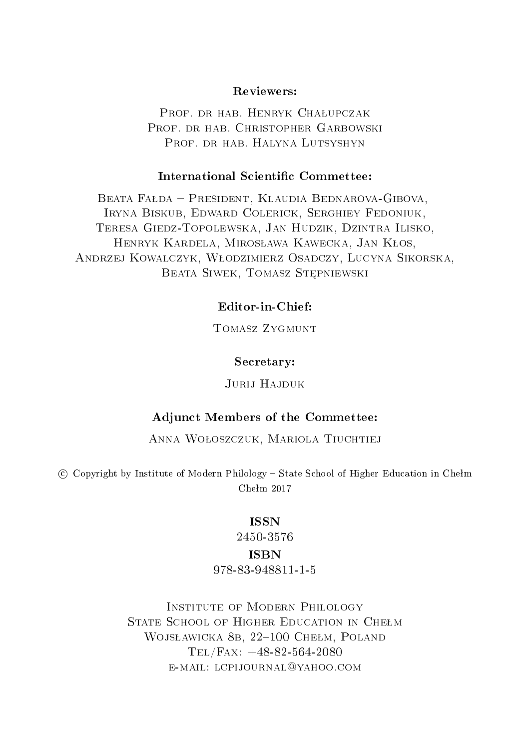**Reviewers:**

Prof. dr hab. Henryk Chałupczak
Prof. dr hab. Christopher Garbowski
Prof. dr hab. Halyna Lutsyshyn

**International Scientific Commettee:**

Beata Fałda – President, Klaudia Bednarova-Gibova, Iryna Biskub, Edward Colerick, Serghiey Fedoniuk, Teresa Giedz-Topolewska, Jan Hudzik, Dzintra Ilisko, Henryk Kardela, Mirosława Kawecka, Jan Kłos, Andrzej Kowalczyk, Włodzimierz Osadczy, Lucyna Sikorska, Beata Siwek, Tomasz Stępniewski

**Editor-in-Chief:**

Tomasz Zygmunt

**Secretary:**

Jurij Hajduk

**Adjunct Members of the Commettee:**

Anna Wołoszczuk, Mariola Tiuchtiej

© Copyright by Institute of Modern Philology – State School of Higher Education in Chełm
Chełm 2017

**ISSN**
2450-3576

**ISBN**
978-83-948811-1-5

Institute of Modern Philology
State School of Higher Education in Chełm
Wojsławicka 8b, 22–100 Chełm, Poland
Tel/Fax: +48-82-564-2080
e-mail: lcpijournal@yahoo.com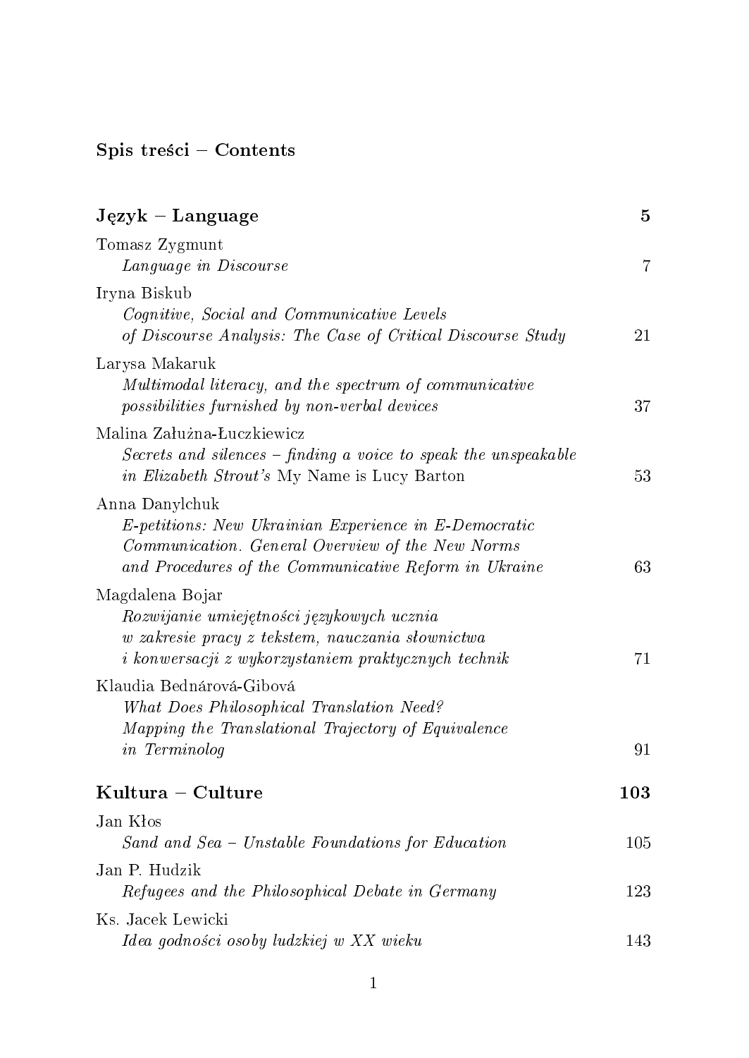## Spis treści – Contents

### Język – Language 5

Tomasz Zygmunt
*Language in Discourse* 7

Iryna Biskub
*Cognitive, Social and Communicative Levels of Discourse Analysis: The Case of Critical Discourse Study* 21

Larysa Makaruk
*Multimodal literacy, and the spectrum of communicative possibilities furnished by non-verbal devices* 37

Malina Załużna-Łuczkiewicz
*Secrets and silences – finding a voice to speak the unspeakable in Elizabeth Strout's* My Name is Lucy Barton 53

Anna Danylchuk
*E-petitions: New Ukrainian Experience in E-Democratic Communication. General Overview of the New Norms and Procedures of the Communicative Reform in Ukraine* 63

Magdalena Bojar
*Rozwijanie umiejętności językowych ucznia w zakresie pracy z tekstem, nauczania słownictwa i konwersacji z wykorzystaniem praktycznych technik* 71

Klaudia Bednárová-Gibová
*What Does Philosophical Translation Need? Mapping the Translational Trajectory of Equivalence in Terminolog* 91

### Kultura – Culture 103

Jan Kłos
*Sand and Sea – Unstable Foundations for Education* 105

Jan P. Hudzik
*Refugees and the Philosophical Debate in Germany* 123

Ks. Jacek Lewicki
*Idea godności osoby ludzkiej w XX wieku* 143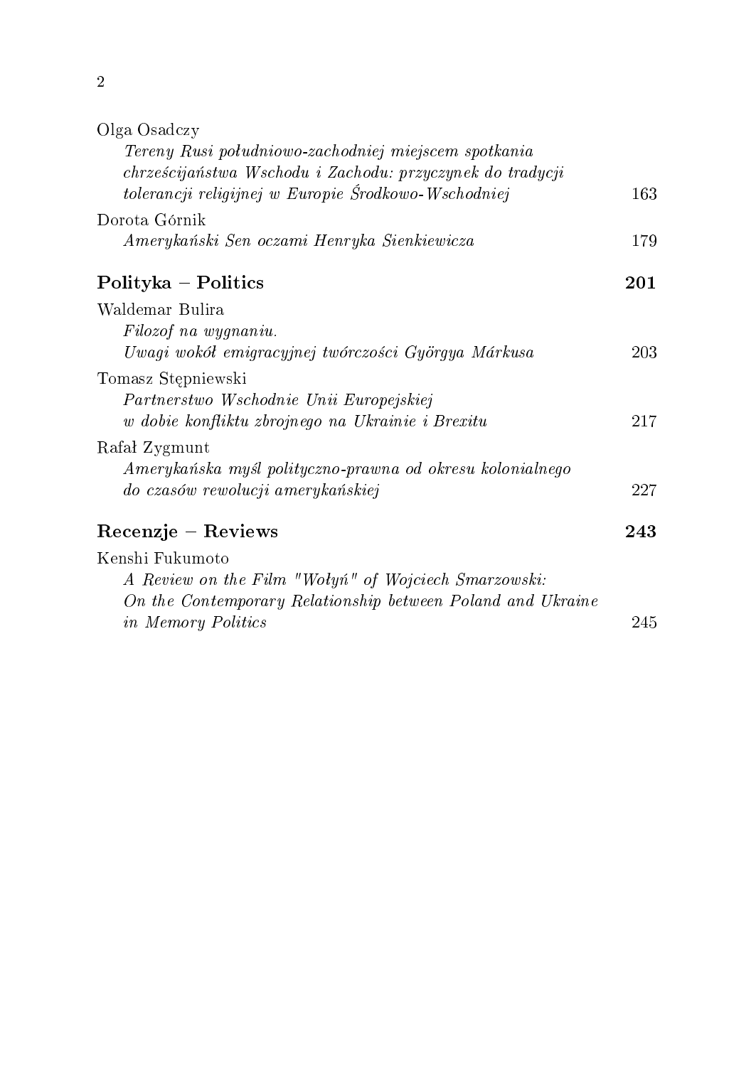Olga Osadczy

*Tereny Rusi południowo-zachodniej miejscem spotkania chrześcijaństwa Wschodu i Zachodu: przyczynek do tradycji tolerancji religijnej w Europie Środkowo-Wschodniej* 163

Dorota Górnik

*Amerykański Sen oczami Henryka Sienkiewicza* 179

## Polityka – Politics 201

Waldemar Bulira

*Filozof na wygnaniu. Uwagi wokół emigracyjnej twórczości Györgya Márkusa* 203

Tomasz Stępniewski

*Partnerstwo Wschodnie Unii Europejskiej w dobie konfliktu zbrojnego na Ukrainie i Brexitu* 217

Rafał Zygmunt

*Amerykańska myśl polityczno-prawna od okresu kolonialnego do czasów rewolucji amerykańskiej* 227

## Recenzje – Reviews 243

Kenshi Fukumoto

*A Review on the Film "Wołyń" of Wojciech Smarzowski: On the Contemporary Relationship between Poland and Ukraine in Memory Politics* 245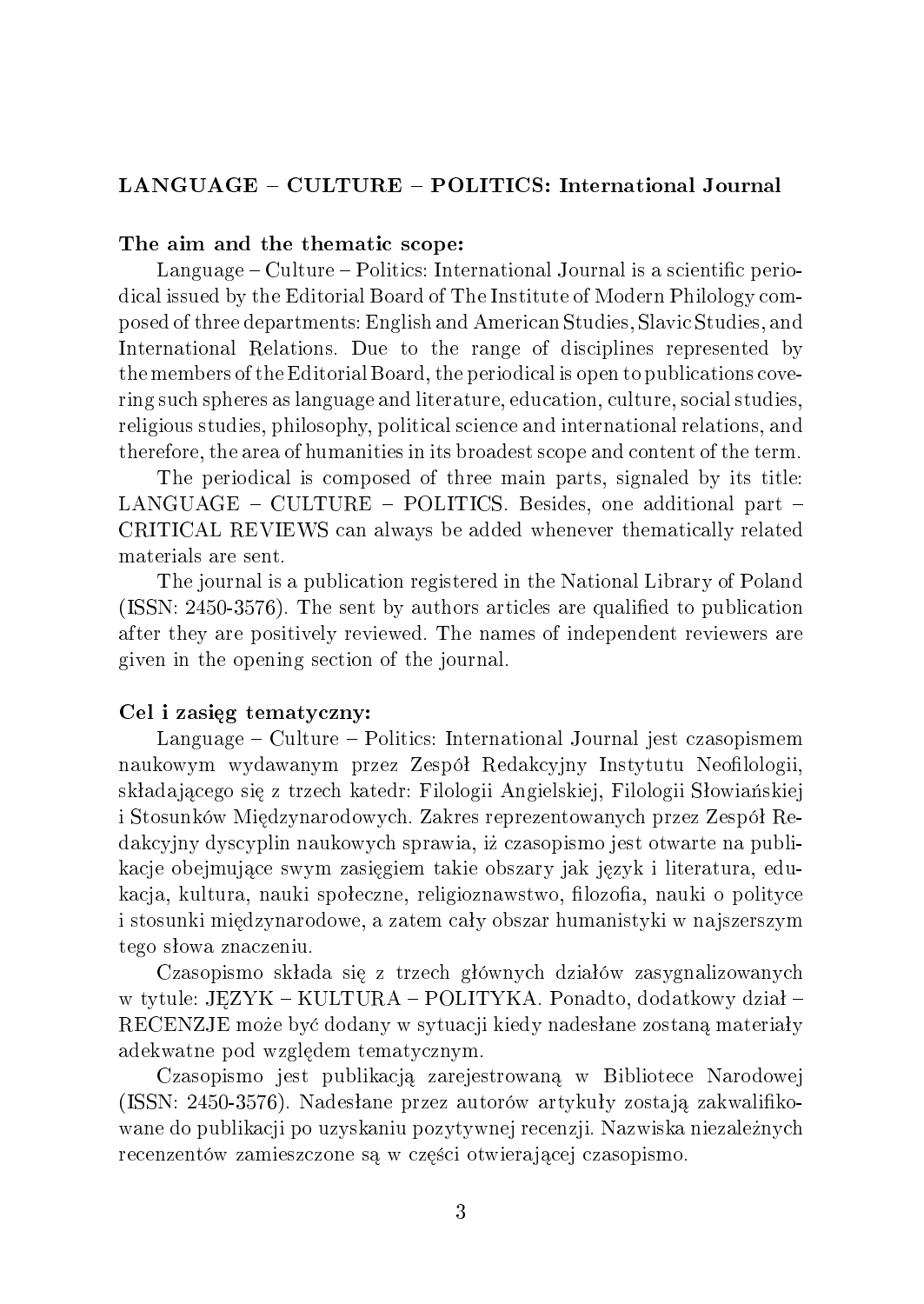## LANGUAGE – CULTURE – POLITICS: International Journal

**The aim and the thematic scope:**

Language – Culture – Politics: International Journal is a scientific periodical issued by the Editorial Board of The Institute of Modern Philology composed of three departments: English and American Studies, Slavic Studies, and International Relations. Due to the range of disciplines represented by the members of the Editorial Board, the periodical is open to publications covering such spheres as language and literature, education, culture, social studies, religious studies, philosophy, political science and international relations, and therefore, the area of humanities in its broadest scope and content of the term.

The periodical is composed of three main parts, signaled by its title: LANGUAGE – CULTURE – POLITICS. Besides, one additional part – CRITICAL REVIEWS can always be added whenever thematically related materials are sent.

The journal is a publication registered in the National Library of Poland (ISSN: 2450-3576). The sent by authors articles are qualified to publication after they are positively reviewed. The names of independent reviewers are given in the opening section of the journal.

**Cel i zasięg tematyczny:**

Language – Culture – Politics: International Journal jest czasopismem naukowym wydawanym przez Zespół Redakcyjny Instytutu Neofilologii, składającego się z trzech katedr: Filologii Angielskiej, Filologii Słowiańskiej i Stosunków Międzynarodowych. Zakres reprezentowanych przez Zespół Redakcyjny dyscyplin naukowych sprawia, iż czasopismo jest otwarte na publikacje obejmujące swym zasięgiem takie obszary jak język i literatura, edukacja, kultura, nauki społeczne, religioznawstwo, filozofia, nauki o polityce i stosunki międzynarodowe, a zatem cały obszar humanistyki w najszerszym tego słowa znaczeniu.

Czasopismo składa się z trzech głównych działów zasygnalizowanych w tytule: JĘZYK – KULTURA – POLITYKA. Ponadto, dodatkowy dział – RECENZJE może być dodany w sytuacji kiedy nadesłane zostaną materiały adekwatne pod względem tematycznym.

Czasopismo jest publikacją zarejestrowaną w Bibliotece Narodowej (ISSN: 2450-3576). Nadesłane przez autorów artykuły zostają zakwalifikowane do publikacji po uzyskaniu pozytywnej recenzji. Nazwiska niezależnych recenzentów zamieszczone są w części otwierającej czasopismo.